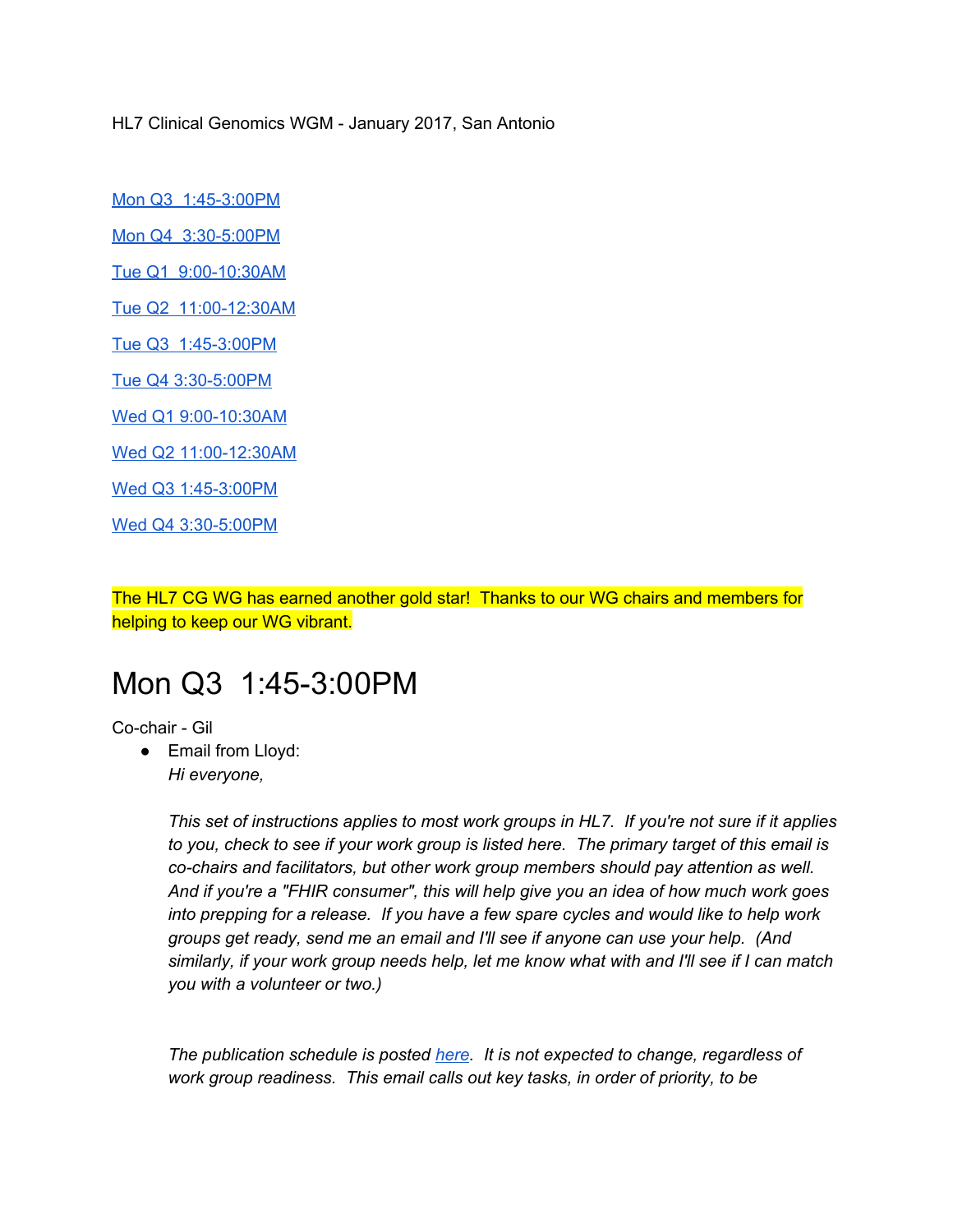HL7 Clinical Genomics WGM - January 2017, San Antonio

[Mon Q3  1:45-3:00PM]

[Mon Q4  3:30-5:00PM]

[Tue Q1  9:00-10:30AM]

[Tue Q2  11:00-12:30AM]

[Tue Q3  1:45-3:00PM]

[Tue Q4 3:30-5:00PM]

[Wed Q1 9:00-10:30AM]

[Wed Q2 11:00-12:30AM]

[Wed Q3 1:45-3:00PM]

[Wed Q4 3:30-5:00PM]

The HL7 CG WG has earned another gold star!  Thanks to our WG chairs and members for helping to keep our WG vibrant.

# Mon Q3  1:45-3:00PM

Co-chair - Gil

- Email from Lloyd:
  *Hi everyone,*

  *This set of instructions applies to most work groups in HL7.  If you're not sure if it applies to you, check to see if your work group is listed here.  The primary target of this email is co-chairs and facilitators, but other work group members should pay attention as well.  And if you're a "FHIR consumer", this will help give you an idea of how much work goes into prepping for a release.  If you have a few spare cycles and would like to help work groups get ready, send me an email and I'll see if anyone can use your help.  (And similarly, if your work group needs help, let me know what with and I'll see if I can match you with a volunteer or two.)*

  *The publication schedule is posted here.  It is not expected to change, regardless of work group readiness.  This email calls out key tasks, in order of priority, to be*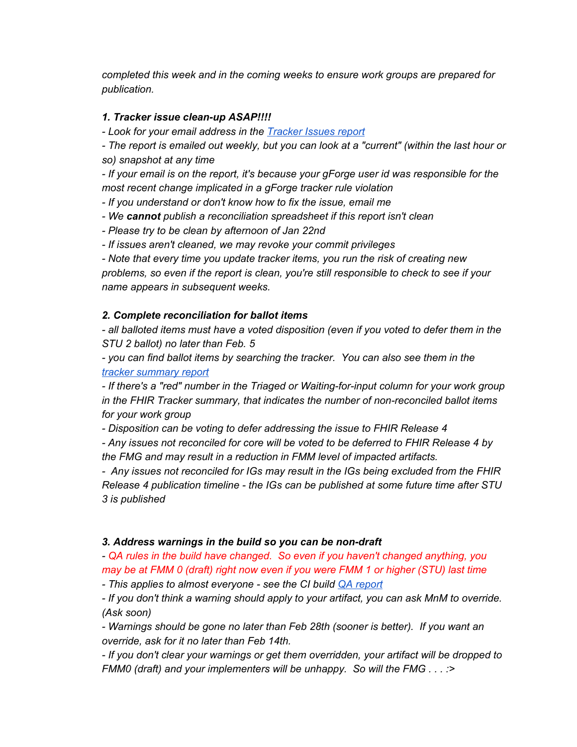*completed this week and in the coming weeks to ensure work groups are prepared for publication.*

***1. Tracker issue clean-up ASAP!!!!***

*- Look for your email address in the [Tracker Issues report]()*

*- The report is emailed out weekly, but you can look at a "current" (within the last hour or so) snapshot at any time*

*- If your email is on the report, it's because your gForge user id was responsible for the most recent change implicated in a gForge tracker rule violation*

*- If you understand or don't know how to fix the issue, email me*

*- We **cannot** publish a reconciliation spreadsheet if this report isn't clean*

*- Please try to be clean by afternoon of Jan 22nd*

*- If issues aren't cleaned, we may revoke your commit privileges*

*- Note that every time you update tracker items, you run the risk of creating new problems, so even if the report is clean, you're still responsible to check to see if your name appears in subsequent weeks.*

***2. Complete reconciliation for ballot items***

*- all balloted items must have a voted disposition (even if you voted to defer them in the STU 2 ballot) no later than Feb. 5*

*- you can find ballot items by searching the tracker. You can also see them in the [tracker summary report]()*

*- If there's a "red" number in the Triaged or Waiting-for-input column for your work group in the FHIR Tracker summary, that indicates the number of non-reconciled ballot items for your work group*

*- Disposition can be voting to defer addressing the issue to FHIR Release 4*

*- Any issues not reconciled for core will be voted to be deferred to FHIR Release 4 by the FMG and may result in a reduction in FMM level of impacted artifacts.*

*- Any issues not reconciled for IGs may result in the IGs being excluded from the FHIR Release 4 publication timeline - the IGs can be published at some future time after STU 3 is published*

***3. Address warnings in the build so you can be non-draft***

*- QA rules in the build have changed. So even if you haven't changed anything, you may be at FMM 0 (draft) right now even if you were FMM 1 or higher (STU) last time*

*- This applies to almost everyone - see the CI build [QA report]()*

*- If you don't think a warning should apply to your artifact, you can ask MnM to override. (Ask soon)*

*- Warnings should be gone no later than Feb 28th (sooner is better). If you want an override, ask for it no later than Feb 14th.*

*- If you don't clear your warnings or get them overridden, your artifact will be dropped to FMM0 (draft) and your implementers will be unhappy. So will the FMG . . . :>*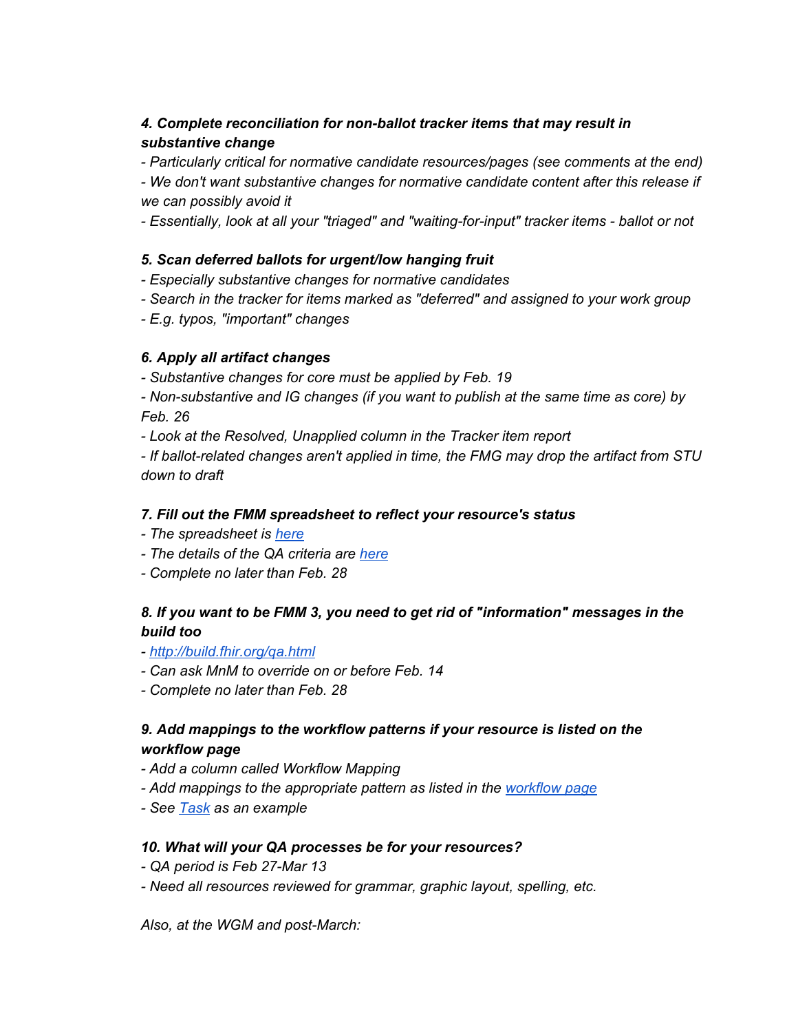***4. Complete reconciliation for non-ballot tracker items that may result in substantive change***

*- Particularly critical for normative candidate resources/pages (see comments at the end)*

*- We don't want substantive changes for normative candidate content after this release if we can possibly avoid it*

*- Essentially, look at all your "triaged" and "waiting-for-input" tracker items - ballot or not*

***5. Scan deferred ballots for urgent/low hanging fruit***

*- Especially substantive changes for normative candidates*

*- Search in the tracker for items marked as "deferred" and assigned to your work group*

*- E.g. typos, "important" changes*

***6. Apply all artifact changes***

*- Substantive changes for core must be applied by Feb. 19*

*- Non-substantive and IG changes (if you want to publish at the same time as core) by Feb. 26*

*- Look at the Resolved, Unapplied column in the Tracker item report*

*- If ballot-related changes aren't applied in time, the FMG may drop the artifact from STU down to draft*

***7. Fill out the FMM spreadsheet to reflect your resource's status***

*- The spreadsheet is [here]()*

*- The details of the QA criteria are [here]()*

*- Complete no later than Feb. 28*

***8. If you want to be FMM 3, you need to get rid of "information" messages in the build too***

*- [http://build.fhir.org/qa.html](http://build.fhir.org/qa.html)*

*- Can ask MnM to override on or before Feb. 14*

*- Complete no later than Feb. 28*

***9. Add mappings to the workflow patterns if your resource is listed on the workflow page***

*- Add a column called Workflow Mapping*

*- Add mappings to the appropriate pattern as listed in the [workflow page]()*

*- See [Task]() as an example*

***10. What will your QA processes be for your resources?***

*- QA period is Feb 27-Mar 13*

*- Need all resources reviewed for grammar, graphic layout, spelling, etc.*

*Also, at the WGM and post-March:*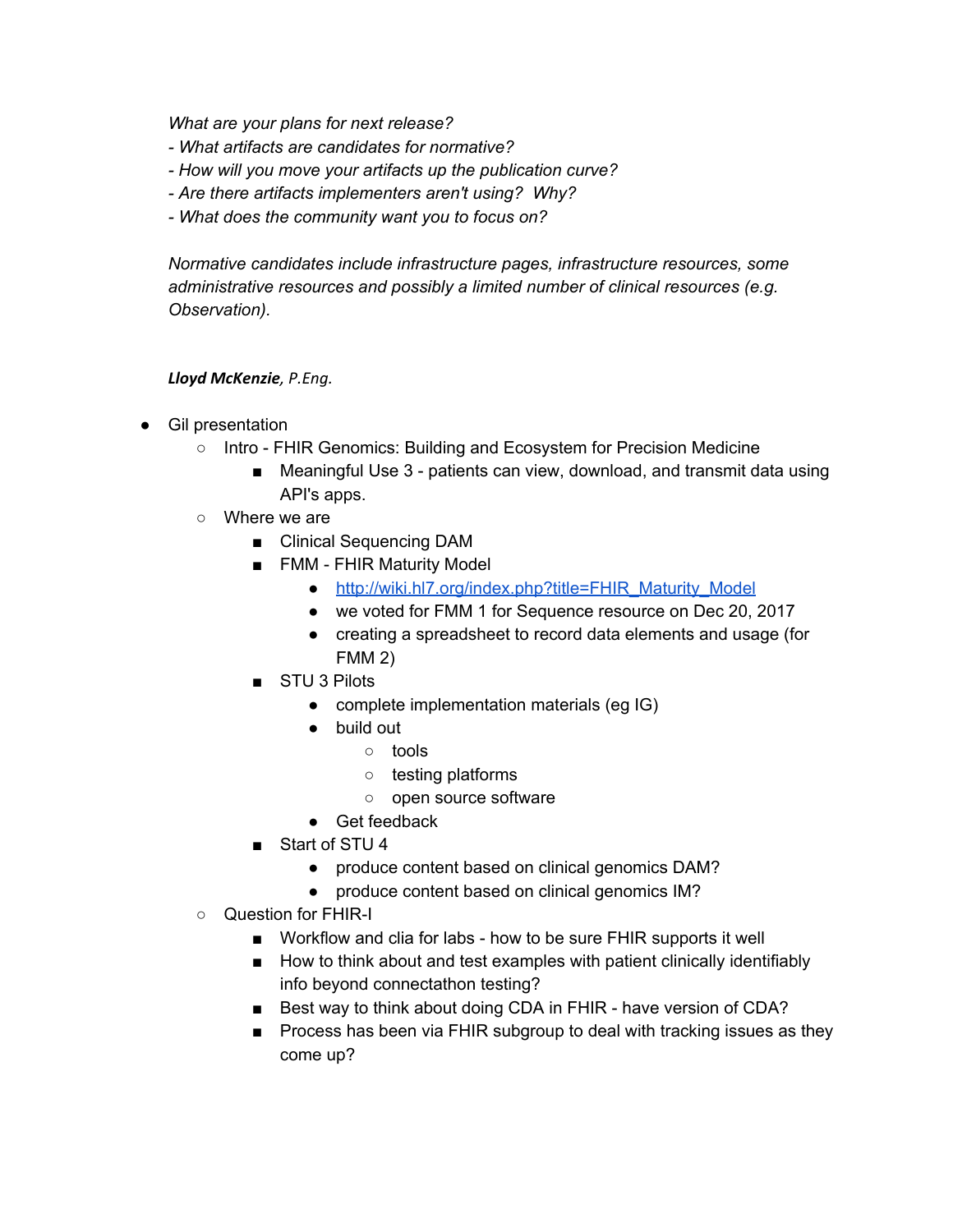*What are your plans for next release?*
*- What artifacts are candidates for normative?*
*- How will you move your artifacts up the publication curve?*
*- Are there artifacts implementers aren't using?  Why?*
*- What does the community want you to focus on?*

*Normative candidates include infrastructure pages, infrastructure resources, some administrative resources and possibly a limited number of clinical resources (e.g. Observation).*

***Lloyd McKenzie**, P.Eng.*

- Gil presentation
  - Intro - FHIR Genomics: Building and Ecosystem for Precision Medicine
    - Meaningful Use 3 - patients can view, download, and transmit data using API's apps.
  - Where we are
    - Clinical Sequencing DAM
    - FMM - FHIR Maturity Model
      - [http://wiki.hl7.org/index.php?title=FHIR_Maturity_Model](http://wiki.hl7.org/index.php?title=FHIR_Maturity_Model)
      - we voted for FMM 1 for Sequence resource on Dec 20, 2017
      - creating a spreadsheet to record data elements and usage (for FMM 2)
    - STU 3 Pilots
      - complete implementation materials (eg IG)
      - build out
        - tools
        - testing platforms
        - open source software
      - Get feedback
    - Start of STU 4
      - produce content based on clinical genomics DAM?
      - produce content based on clinical genomics IM?
  - Question for FHIR-I
    - Workflow and clia for labs - how to be sure FHIR supports it well
    - How to think about and test examples with patient clinically identifiably info beyond connectathon testing?
    - Best way to think about doing CDA in FHIR - have version of CDA?
    - Process has been via FHIR subgroup to deal with tracking issues as they come up?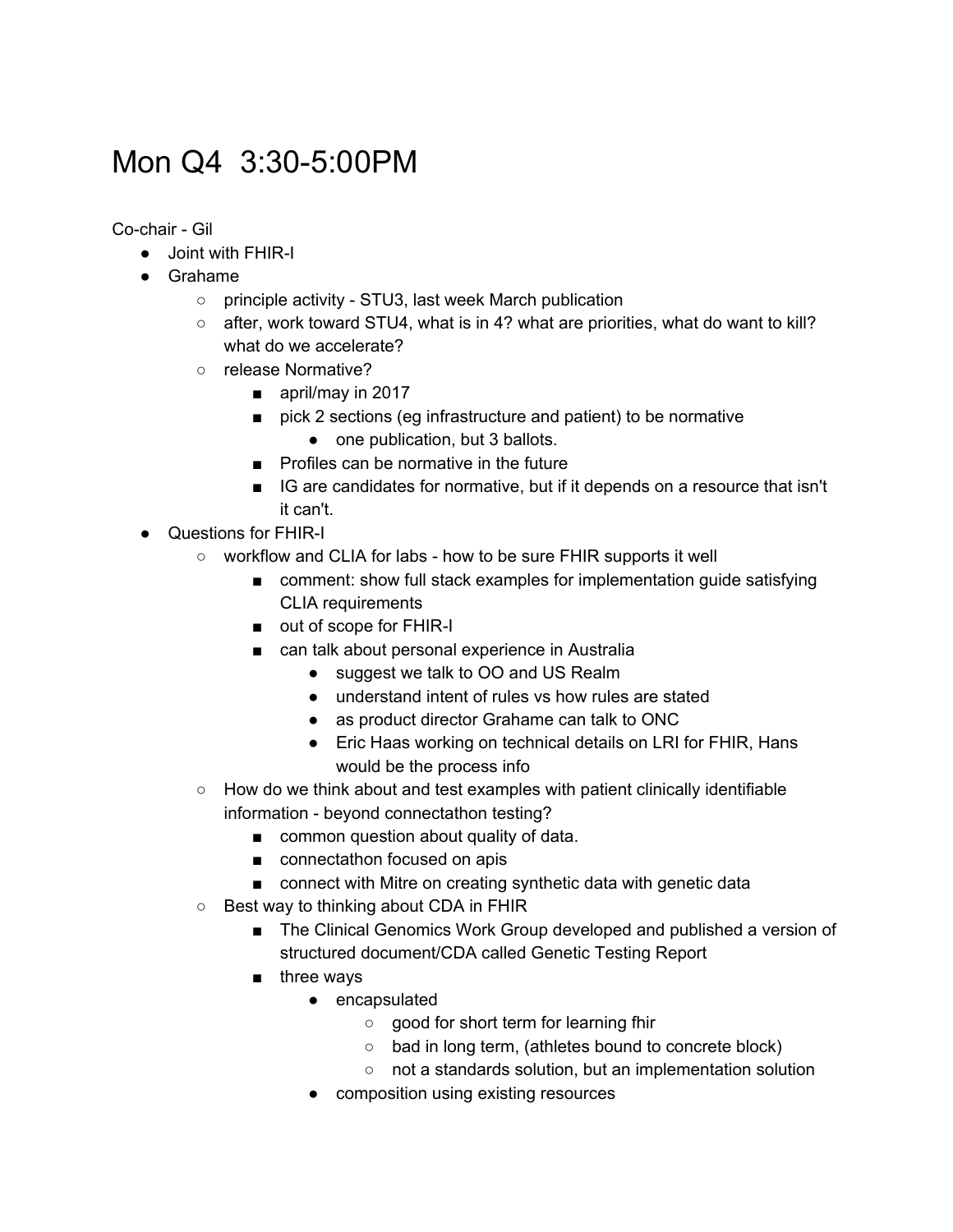# Mon Q4  3:30-5:00PM

Co-chair - Gil

- Joint with FHIR-I
- Grahame
    - principle activity - STU3, last week March publication
    - after, work toward STU4, what is in 4? what are priorities, what do want to kill? what do we accelerate?
    - release Normative?
        - april/may in 2017
        - pick 2 sections (eg infrastructure and patient) to be normative
            - one publication, but 3 ballots.
        - Profiles can be normative in the future
        - IG are candidates for normative, but if it depends on a resource that isn't it can't.
- Questions for FHIR-I
    - workflow and CLIA for labs - how to be sure FHIR supports it well
        - comment: show full stack examples for implementation guide satisfying CLIA requirements
        - out of scope for FHIR-I
        - can talk about personal experience in Australia
            - suggest we talk to OO and US Realm
            - understand intent of rules vs how rules are stated
            - as product director Grahame can talk to ONC
            - Eric Haas working on technical details on LRI for FHIR, Hans would be the process info
    - How do we think about and test examples with patient clinically identifiable information - beyond connectathon testing?
        - common question about quality of data.
        - connectathon focused on apis
        - connect with Mitre on creating synthetic data with genetic data
    - Best way to thinking about CDA in FHIR
        - The Clinical Genomics Work Group developed and published a version of structured document/CDA called Genetic Testing Report
        - three ways
            - encapsulated
                - good for short term for learning fhir
                - bad in long term, (athletes bound to concrete block)
                - not a standards solution, but an implementation solution
            - composition using existing resources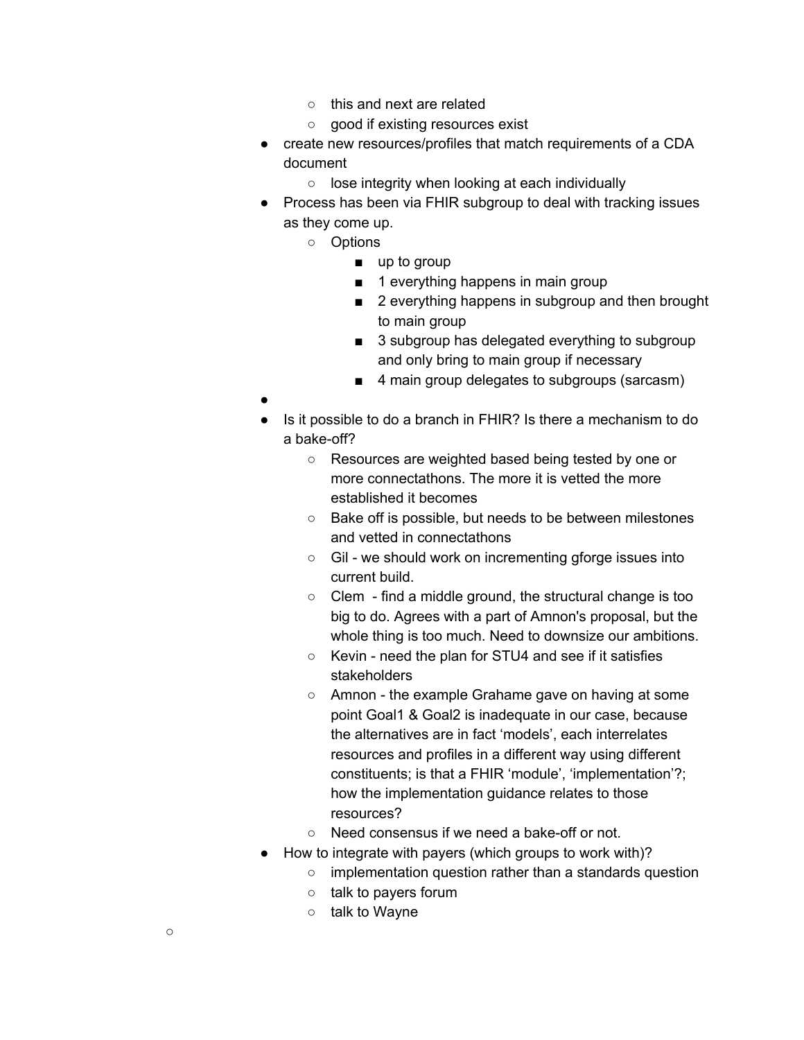- this and next are related
    - good if existing resources exist
- create new resources/profiles that match requirements of a CDA document
    - lose integrity when looking at each individually
- Process has been via FHIR subgroup to deal with tracking issues as they come up.
    - Options
        - up to group
        - 1 everything happens in main group
        - 2 everything happens in subgroup and then brought to main group
        - 3 subgroup has delegated everything to subgroup and only bring to main group if necessary
        - 4 main group delegates to subgroups (sarcasm)
- 
- Is it possible to do a branch in FHIR? Is there a mechanism to do a bake-off?
    - Resources are weighted based being tested by one or more connectathons. The more it is vetted the more established it becomes
    - Bake off is possible, but needs to be between milestones and vetted in connectathons
    - Gil - we should work on incrementing gforge issues into current build.
    - Clem - find a middle ground, the structural change is too big to do. Agrees with a part of Amnon's proposal, but the whole thing is too much. Need to downsize our ambitions.
    - Kevin - need the plan for STU4 and see if it satisfies stakeholders
    - Amnon - the example Grahame gave on having at some point Goal1 & Goal2 is inadequate in our case, because the alternatives are in fact 'models', each interrelates resources and profiles in a different way using different constituents; is that a FHIR 'module', 'implementation'?; how the implementation guidance relates to those resources?
    - Need consensus if we need a bake-off or not.
- How to integrate with payers (which groups to work with)?
    - implementation question rather than a standards question
    - talk to payers forum
    - talk to Wayne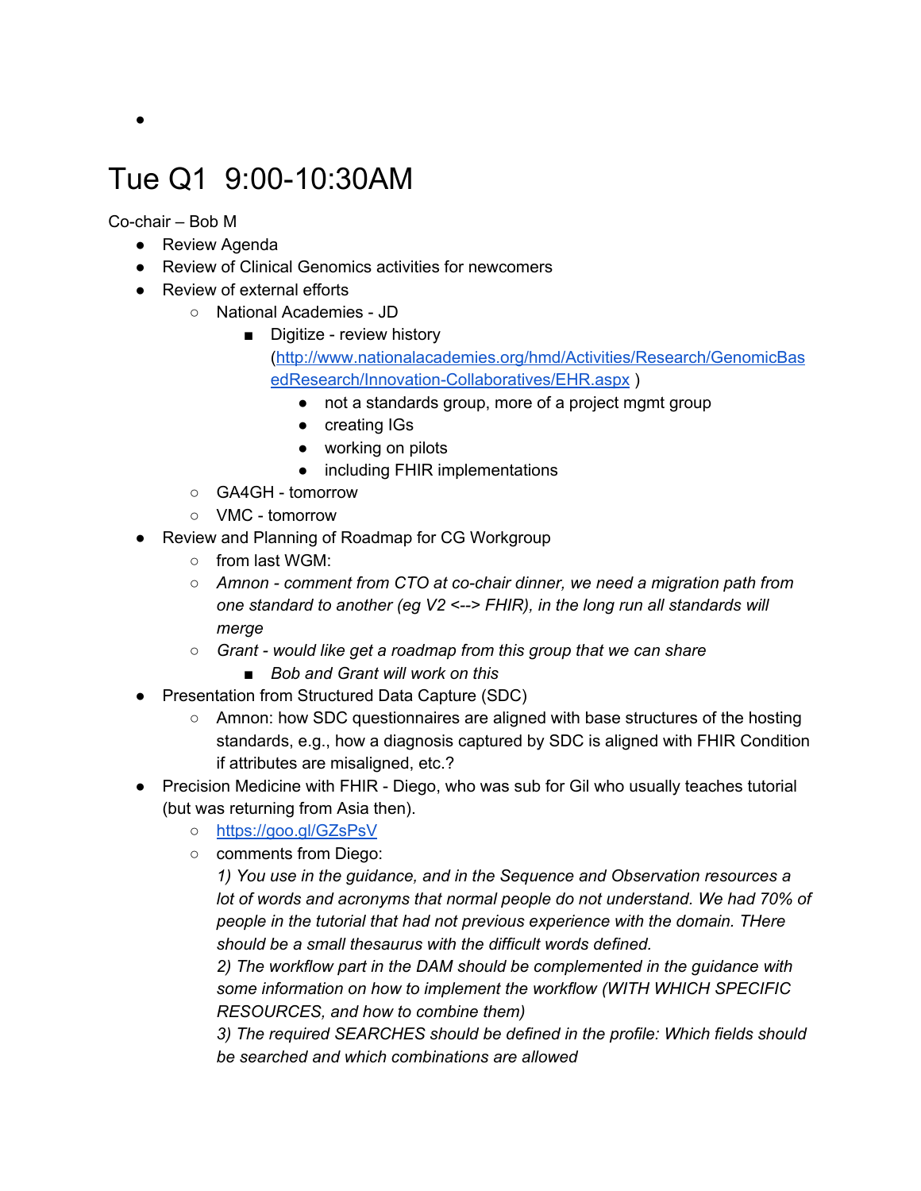- 

# Tue Q1  9:00-10:30AM

Co-chair – Bob M

- Review Agenda
- Review of Clinical Genomics activities for newcomers
- Review of external efforts
  - National Academies - JD
    - Digitize - review history (http://www.nationalacademies.org/hmd/Activities/Research/GenomicBasedResearch/Innovation-Collaboratives/EHR.aspx )
      - not a standards group, more of a project mgmt group
      - creating IGs
      - working on pilots
      - including FHIR implementations
  - GA4GH - tomorrow
  - VMC - tomorrow
- Review and Planning of Roadmap for CG Workgroup
  - from last WGM:
  - *Amnon - comment from CTO at co-chair dinner, we need a migration path from one standard to another (eg V2 <--> FHIR), in the long run all standards will merge*
  - *Grant - would like get a roadmap from this group that we can share*
    - *Bob and Grant will work on this*
- Presentation from Structured Data Capture (SDC)
  - Amnon: how SDC questionnaires are aligned with base structures of the hosting standards, e.g., how a diagnosis captured by SDC is aligned with FHIR Condition if attributes are misaligned, etc.?
- Precision Medicine with FHIR - Diego, who was sub for Gil who usually teaches tutorial (but was returning from Asia then).
  - https://goo.gl/GZsPsV
  - comments from Diego:
    *1) You use in the guidance, and in the Sequence and Observation resources a lot of words and acronyms that normal people do not understand. We had 70% of people in the tutorial that had not previous experience with the domain. THere should be a small thesaurus with the difficult words defined.*
    *2) The workflow part in the DAM should be complemented in the guidance with some information on how to implement the workflow (WITH WHICH SPECIFIC RESOURCES, and how to combine them)*
    *3) The required SEARCHES should be defined in the profile: Which fields should be searched and which combinations are allowed*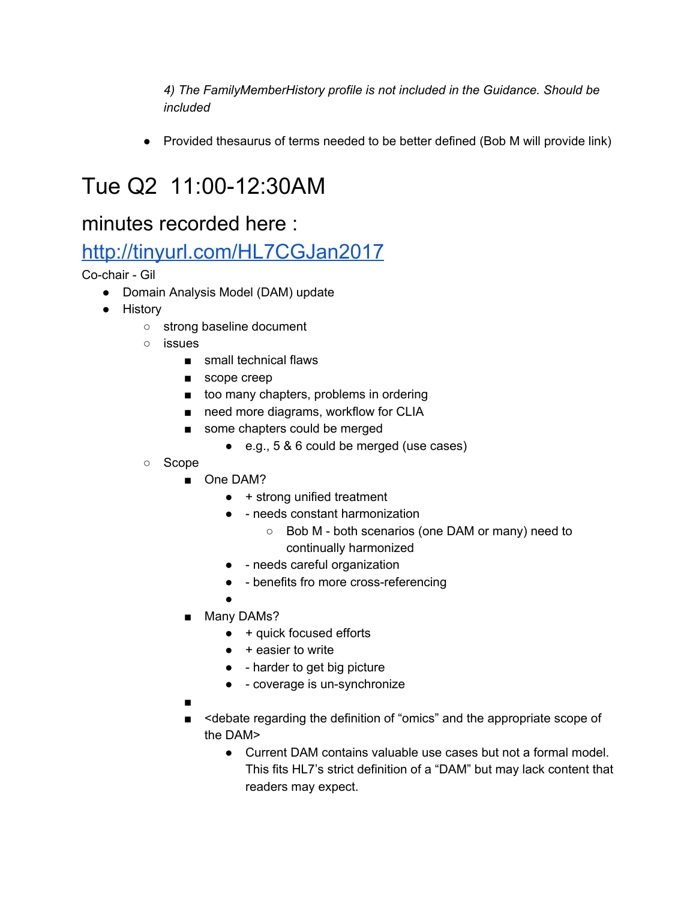*4) The FamilyMemberHistory profile is not included in the Guidance. Should be included*

- Provided thesaurus of terms needed to be better defined (Bob M will provide link)

# Tue Q2 11:00-12:30AM

## minutes recorded here : [http://tinyurl.com/HL7CGJan2017](http://tinyurl.com/HL7CGJan2017)

Co-chair - Gil

- Domain Analysis Model (DAM) update
- History
  - strong baseline document
  - issues
    - small technical flaws
    - scope creep
    - too many chapters, problems in ordering
    - need more diagrams, workflow for CLIA
    - some chapters could be merged
      - e.g., 5 & 6 could be merged (use cases)
  - Scope
    - One DAM?
      - + strong unified treatment
      - - needs constant harmonization
        - Bob M - both scenarios (one DAM or many) need to continually harmonized
      - - needs careful organization
      - - benefits fro more cross-referencing
      - 
    - Many DAMs?
      - + quick focused efforts
      - + easier to write
      - - harder to get big picture
      - - coverage is un-synchronize
    - 
    - <debate regarding the definition of "omics" and the appropriate scope of the DAM>
      - Current DAM contains valuable use cases but not a formal model. This fits HL7's strict definition of a "DAM" but may lack content that readers may expect.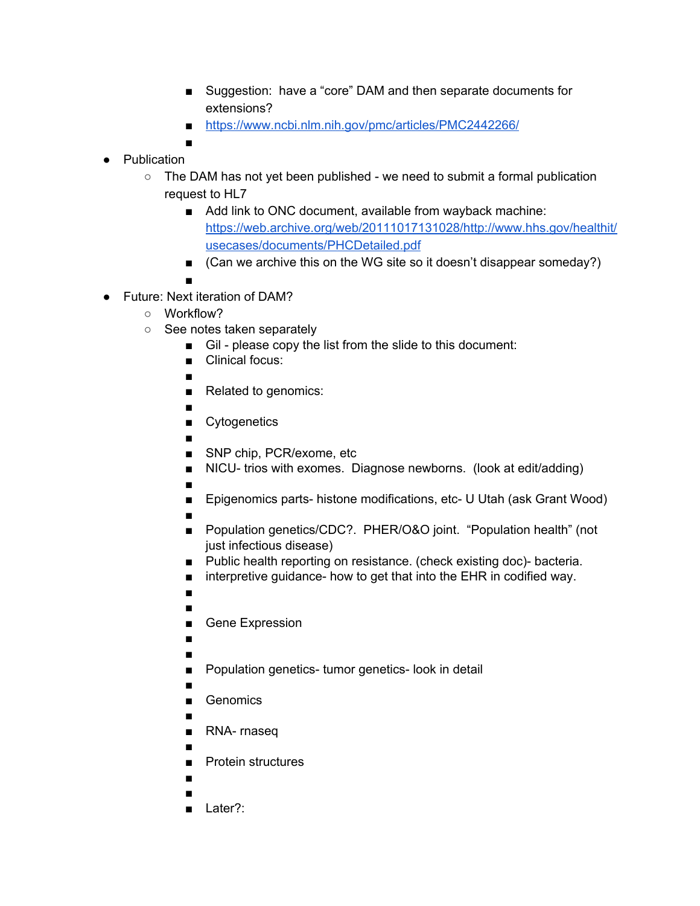- Suggestion: have a "core" DAM and then separate documents for extensions?
        - https://www.ncbi.nlm.nih.gov/pmc/articles/PMC2442266/
        -
- Publication
    - The DAM has not yet been published - we need to submit a formal publication request to HL7
        - Add link to ONC document, available from wayback machine: https://web.archive.org/web/20111017131028/http://www.hhs.gov/healthit/usecases/documents/PHCDetailed.pdf
        - (Can we archive this on the WG site so it doesn't disappear someday?)
        -
- Future: Next iteration of DAM?
    - Workflow?
    - See notes taken separately
        - Gil - please copy the list from the slide to this document:
        - Clinical focus:
        -
        - Related to genomics:
        -
        - Cytogenetics
        -
        - SNP chip, PCR/exome, etc
        - NICU- trios with exomes. Diagnose newborns. (look at edit/adding)
        -
        - Epigenomics parts- histone modifications, etc- U Utah (ask Grant Wood)
        -
        - Population genetics/CDC?. PHER/O&O joint. "Population health" (not just infectious disease)
        - Public health reporting on resistance. (check existing doc)- bacteria.
        - interpretive guidance- how to get that into the EHR in codified way.
        -
        -
        - Gene Expression
        -
        -
        - Population genetics- tumor genetics- look in detail
        -
        - Genomics
        -
        - RNA- rnaseq
        -
        - Protein structures
        -
        -
        - Later?: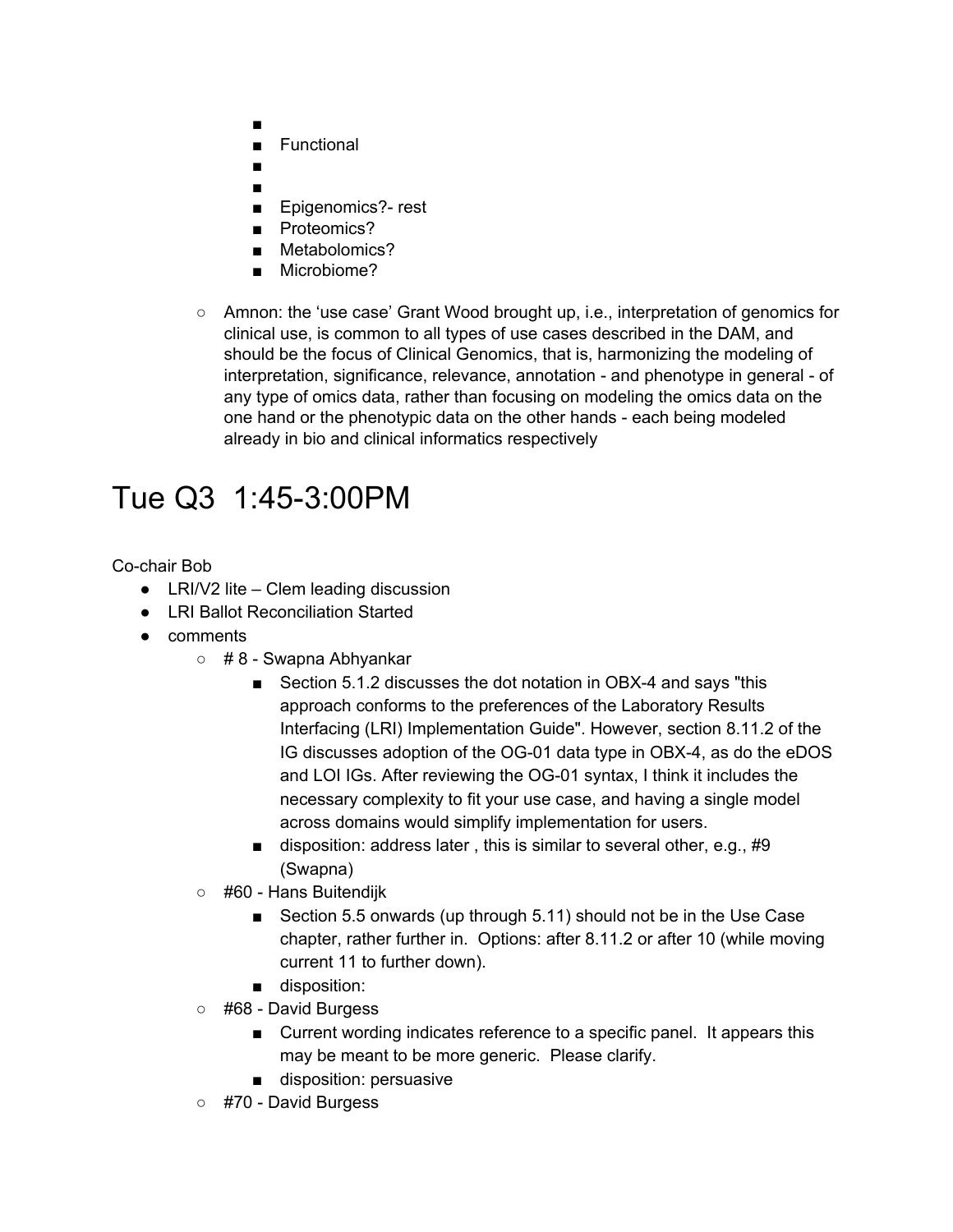- 
        - Functional
        - 
        - 
        - Epigenomics?- rest
        - Proteomics?
        - Metabolomics?
        - Microbiome?

    - Amnon: the 'use case' Grant Wood brought up, i.e., interpretation of genomics for clinical use, is common to all types of use cases described in the DAM, and should be the focus of Clinical Genomics, that is, harmonizing the modeling of interpretation, significance, relevance, annotation - and phenotype in general - of any type of omics data, rather than focusing on modeling the omics data on the one hand or the phenotypic data on the other hands - each being modeled already in bio and clinical informatics respectively

# Tue Q3 1:45-3:00PM

Co-chair Bob

- LRI/V2 lite – Clem leading discussion
- LRI Ballot Reconciliation Started
- comments
    - # 8 - Swapna Abhyankar
        - Section 5.1.2 discusses the dot notation in OBX-4 and says "this approach conforms to the preferences of the Laboratory Results Interfacing (LRI) Implementation Guide". However, section 8.11.2 of the IG discusses adoption of the OG-01 data type in OBX-4, as do the eDOS and LOI IGs. After reviewing the OG-01 syntax, I think it includes the necessary complexity to fit your use case, and having a single model across domains would simplify implementation for users.
        - disposition: address later , this is similar to several other, e.g., #9 (Swapna)
    - #60 - Hans Buitendijk
        - Section 5.5 onwards (up through 5.11) should not be in the Use Case chapter, rather further in. Options: after 8.11.2 or after 10 (while moving current 11 to further down).
        - disposition:
    - #68 - David Burgess
        - Current wording indicates reference to a specific panel. It appears this may be meant to be more generic. Please clarify.
        - disposition: persuasive
    - #70 - David Burgess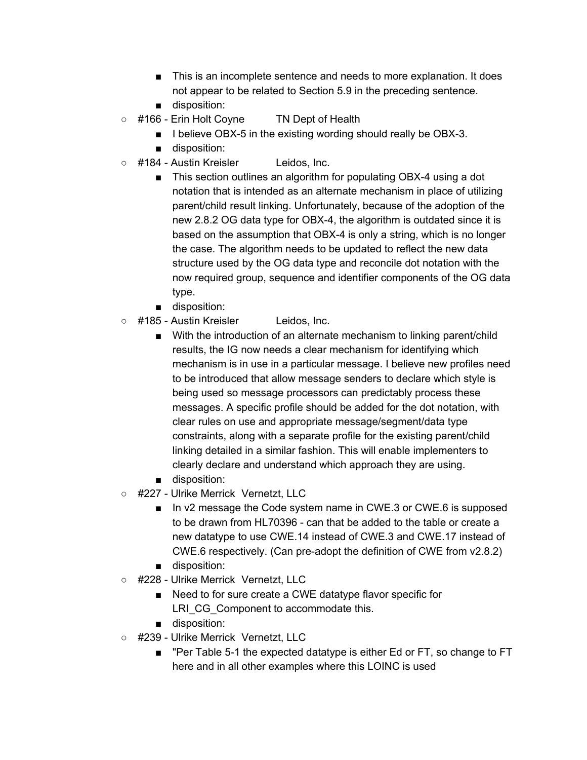- This is an incomplete sentence and needs to more explanation. It does not appear to be related to Section 5.9 in the preceding sentence.
    - disposition:
- #166 - Erin Holt Coyne TN Dept of Health
    - I believe OBX-5 in the existing wording should really be OBX-3.
    - disposition:
- #184 - Austin Kreisler Leidos, Inc.
    - This section outlines an algorithm for populating OBX-4 using a dot notation that is intended as an alternate mechanism in place of utilizing parent/child result linking. Unfortunately, because of the adoption of the new 2.8.2 OG data type for OBX-4, the algorithm is outdated since it is based on the assumption that OBX-4 is only a string, which is no longer the case. The algorithm needs to be updated to reflect the new data structure used by the OG data type and reconcile dot notation with the now required group, sequence and identifier components of the OG data type.
    - disposition:
- #185 - Austin Kreisler Leidos, Inc.
    - With the introduction of an alternate mechanism to linking parent/child results, the IG now needs a clear mechanism for identifying which mechanism is in use in a particular message. I believe new profiles need to be introduced that allow message senders to declare which style is being used so message processors can predictably process these messages. A specific profile should be added for the dot notation, with clear rules on use and appropriate message/segment/data type constraints, along with a separate profile for the existing parent/child linking detailed in a similar fashion. This will enable implementers to clearly declare and understand which approach they are using.
    - disposition:
- #227 - Ulrike Merrick Vernetzt, LLC
    - In v2 message the Code system name in CWE.3 or CWE.6 is supposed to be drawn from HL70396 - can that be added to the table or create a new datatype to use CWE.14 instead of CWE.3 and CWE.17 instead of CWE.6 respectively. (Can pre-adopt the definition of CWE from v2.8.2)
    - disposition:
- #228 - Ulrike Merrick Vernetzt, LLC
    - Need to for sure create a CWE datatype flavor specific for LRI_CG_Component to accommodate this.
    - disposition:
- #239 - Ulrike Merrick Vernetzt, LLC
    - "Per Table 5-1 the expected datatype is either Ed or FT, so change to FT here and in all other examples where this LOINC is used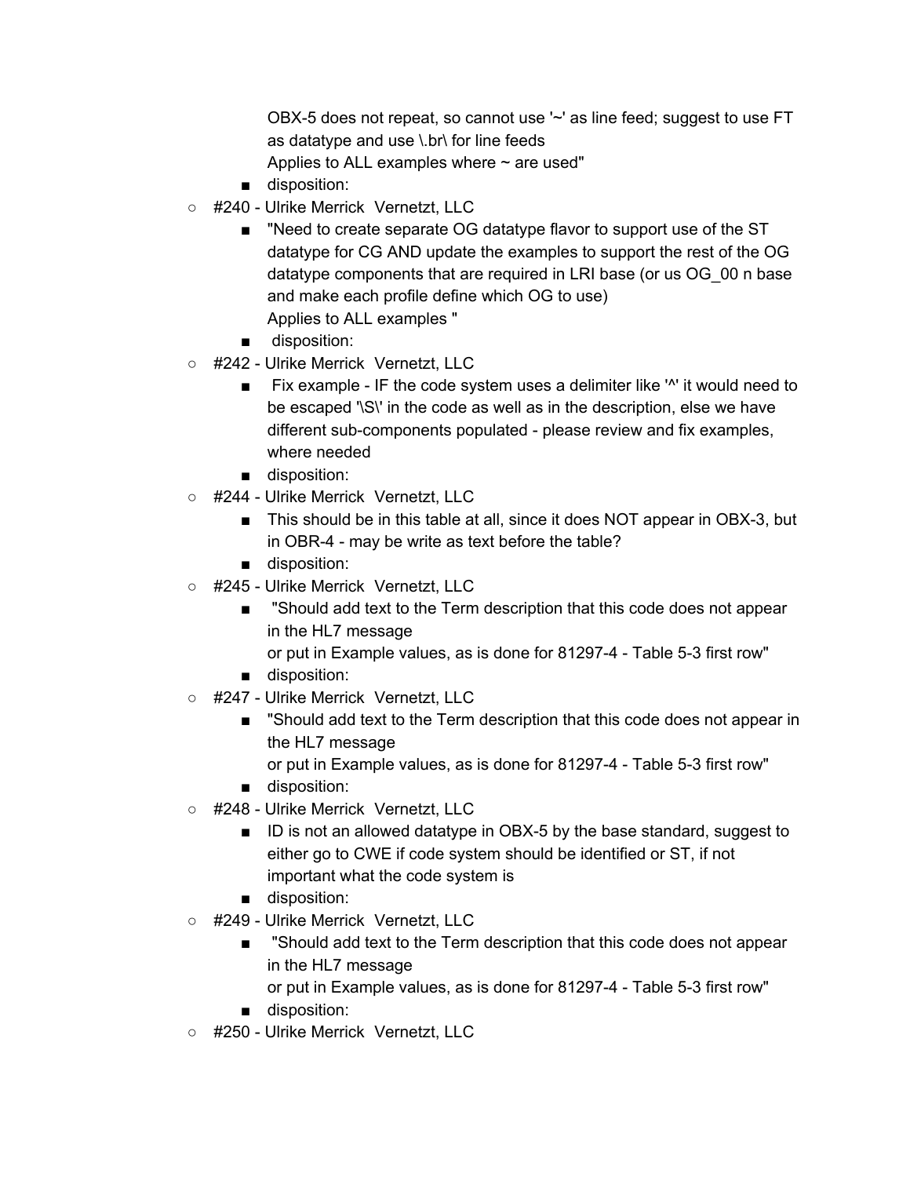OBX-5 does not repeat, so cannot use '~' as line feed; suggest to use FT as datatype and use \.br\ for line feeds
  Applies to ALL examples where ~ are used"
  - disposition:
- #240 - Ulrike Merrick  Vernetzt, LLC
  - "Need to create separate OG datatype flavor to support use of the ST datatype for CG AND update the examples to support the rest of the OG datatype components that are required in LRI base (or us OG_00 n base and make each profile define which OG to use)
    Applies to ALL examples "
  - disposition:
- #242 - Ulrike Merrick  Vernetzt, LLC
  - Fix example - IF the code system uses a delimiter like '^' it would need to be escaped '\S\' in the code as well as in the description, else we have different sub-components populated - please review and fix examples, where needed
  - disposition:
- #244 - Ulrike Merrick  Vernetzt, LLC
  - This should be in this table at all, since it does NOT appear in OBX-3, but in OBR-4 - may be write as text before the table?
  - disposition:
- #245 - Ulrike Merrick  Vernetzt, LLC
  - "Should add text to the Term description that this code does not appear in the HL7 message
    or put in Example values, as is done for 81297-4 - Table 5-3 first row"
  - disposition:
- #247 - Ulrike Merrick  Vernetzt, LLC
  - "Should add text to the Term description that this code does not appear in the HL7 message
    or put in Example values, as is done for 81297-4 - Table 5-3 first row"
  - disposition:
- #248 - Ulrike Merrick  Vernetzt, LLC
  - ID is not an allowed datatype in OBX-5 by the base standard, suggest to either go to CWE if code system should be identified or ST, if not important what the code system is
  - disposition:
- #249 - Ulrike Merrick  Vernetzt, LLC
  - "Should add text to the Term description that this code does not appear in the HL7 message
    or put in Example values, as is done for 81297-4 - Table 5-3 first row"
  - disposition:
- #250 - Ulrike Merrick  Vernetzt, LLC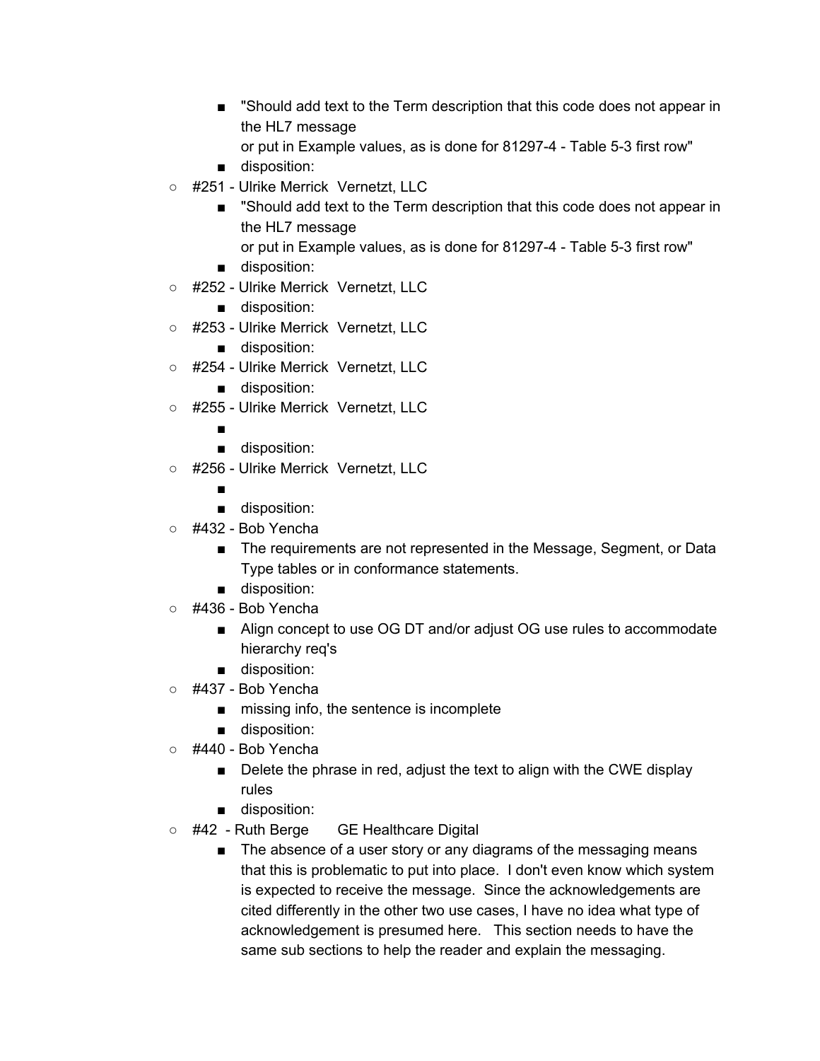- "Should add text to the Term description that this code does not appear in the HL7 message
      or put in Example values, as is done for 81297-4 - Table 5-3 first row"
    - disposition:
- #251 - Ulrike Merrick  Vernetzt, LLC
    - "Should add text to the Term description that this code does not appear in the HL7 message
      or put in Example values, as is done for 81297-4 - Table 5-3 first row"
    - disposition:
- #252 - Ulrike Merrick  Vernetzt, LLC
    - disposition:
- #253 - Ulrike Merrick  Vernetzt, LLC
    - disposition:
- #254 - Ulrike Merrick  Vernetzt, LLC
    - disposition:
- #255 - Ulrike Merrick  Vernetzt, LLC
    - 
    - disposition:
- #256 - Ulrike Merrick  Vernetzt, LLC
    - 
    - disposition:
- #432 - Bob Yencha
    - The requirements are not represented in the Message, Segment, or Data Type tables or in conformance statements.
    - disposition:
- #436 - Bob Yencha
    - Align concept to use OG DT and/or adjust OG use rules to accommodate hierarchy req's
    - disposition:
- #437 - Bob Yencha
    - missing info, the sentence is incomplete
    - disposition:
- #440 - Bob Yencha
    - Delete the phrase in red, adjust the text to align with the CWE display rules
    - disposition:
- #42  - Ruth Berge    GE Healthcare Digital
    - The absence of a user story or any diagrams of the messaging means that this is problematic to put into place.  I don't even know which system is expected to receive the message.  Since the acknowledgements are cited differently in the other two use cases, I have no idea what type of acknowledgement is presumed here.   This section needs to have the same sub sections to help the reader and explain the messaging.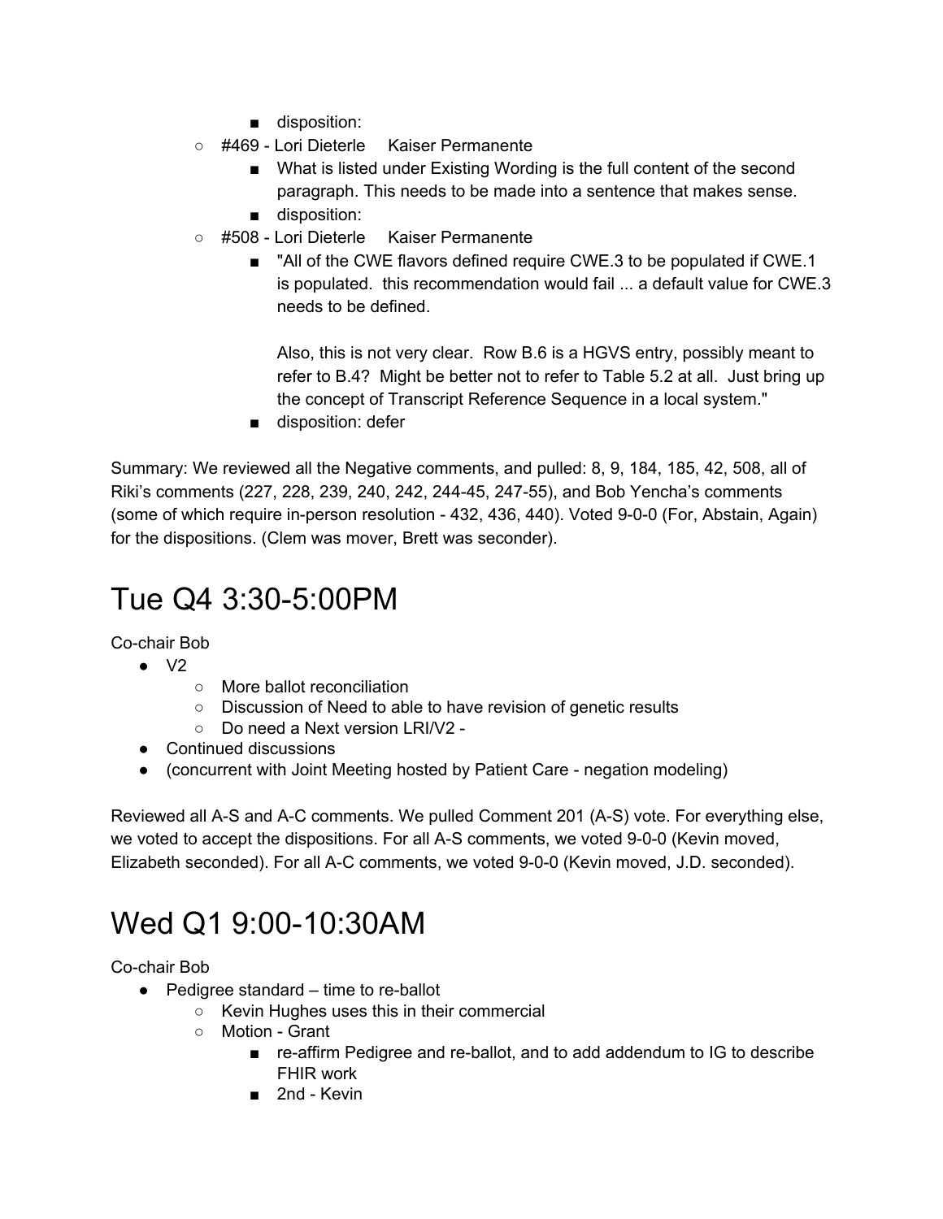- disposition:
  - #469 - Lori Dieterle     Kaiser Permanente
    - What is listed under Existing Wording is the full content of the second paragraph. This needs to be made into a sentence that makes sense.
    - disposition:
  - #508 - Lori Dieterle     Kaiser Permanente
    - "All of the CWE flavors defined require CWE.3 to be populated if CWE.1 is populated.  this recommendation would fail ... a default value for CWE.3 needs to be defined.

      Also, this is not very clear.  Row B.6 is a HGVS entry, possibly meant to refer to B.4?  Might be better not to refer to Table 5.2 at all.  Just bring up the concept of Transcript Reference Sequence in a local system."
    - disposition: defer

Summary: We reviewed all the Negative comments, and pulled: 8, 9, 184, 185, 42, 508, all of Riki's comments (227, 228, 239, 240, 242, 244-45, 247-55), and Bob Yencha's comments (some of which require in-person resolution - 432, 436, 440). Voted 9-0-0 (For, Abstain, Again) for the dispositions. (Clem was mover, Brett was seconder).

# Tue Q4 3:30-5:00PM

Co-chair Bob

- V2
  - More ballot reconciliation
  - Discussion of Need to able to have revision of genetic results
  - Do need a Next version LRI/V2 -
- Continued discussions
- (concurrent with Joint Meeting hosted by Patient Care - negation modeling)

Reviewed all A-S and A-C comments. We pulled Comment 201 (A-S) vote. For everything else, we voted to accept the dispositions. For all A-S comments, we voted 9-0-0 (Kevin moved, Elizabeth seconded). For all A-C comments, we voted 9-0-0 (Kevin moved, J.D. seconded).

# Wed Q1 9:00-10:30AM

Co-chair Bob

- Pedigree standard – time to re-ballot
  - Kevin Hughes uses this in their commercial
  - Motion - Grant
    - re-affirm Pedigree and re-ballot, and to add addendum to IG to describe FHIR work
    - 2nd - Kevin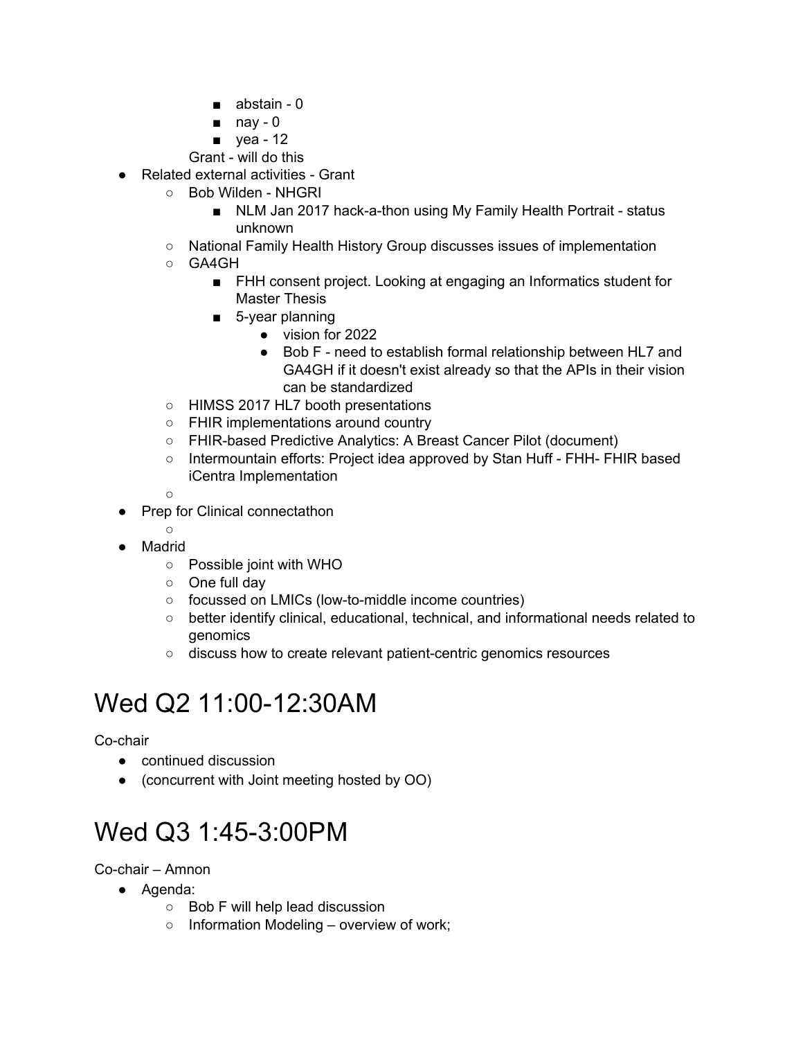- abstain - 0
        - nay - 0
        - yea - 12

    Grant - will do this
- Related external activities - Grant
    - Bob Wilden - NHGRI
        - NLM Jan 2017 hack-a-thon using My Family Health Portrait - status unknown
    - National Family Health History Group discusses issues of implementation
    - GA4GH
        - FHH consent project. Looking at engaging an Informatics student for Master Thesis
        - 5-year planning
            - vision for 2022
            - Bob F - need to establish formal relationship between HL7 and GA4GH if it doesn't exist already so that the APIs in their vision can be standardized
    - HIMSS 2017 HL7 booth presentations
    - FHIR implementations around country
    - FHIR-based Predictive Analytics: A Breast Cancer Pilot (document)
    - Intermountain efforts: Project idea approved by Stan Huff - FHH- FHIR based iCentra Implementation
    - 
- Prep for Clinical connectathon
    - 
- Madrid
    - Possible joint with WHO
    - One full day
    - focussed on LMICs (low-to-middle income countries)
    - better identify clinical, educational, technical, and informational needs related to genomics
    - discuss how to create relevant patient-centric genomics resources

# Wed Q2 11:00-12:30AM

Co-chair

- continued discussion
- (concurrent with Joint meeting hosted by OO)

# Wed Q3 1:45-3:00PM

Co-chair – Amnon

- Agenda:
    - Bob F will help lead discussion
    - Information Modeling – overview of work;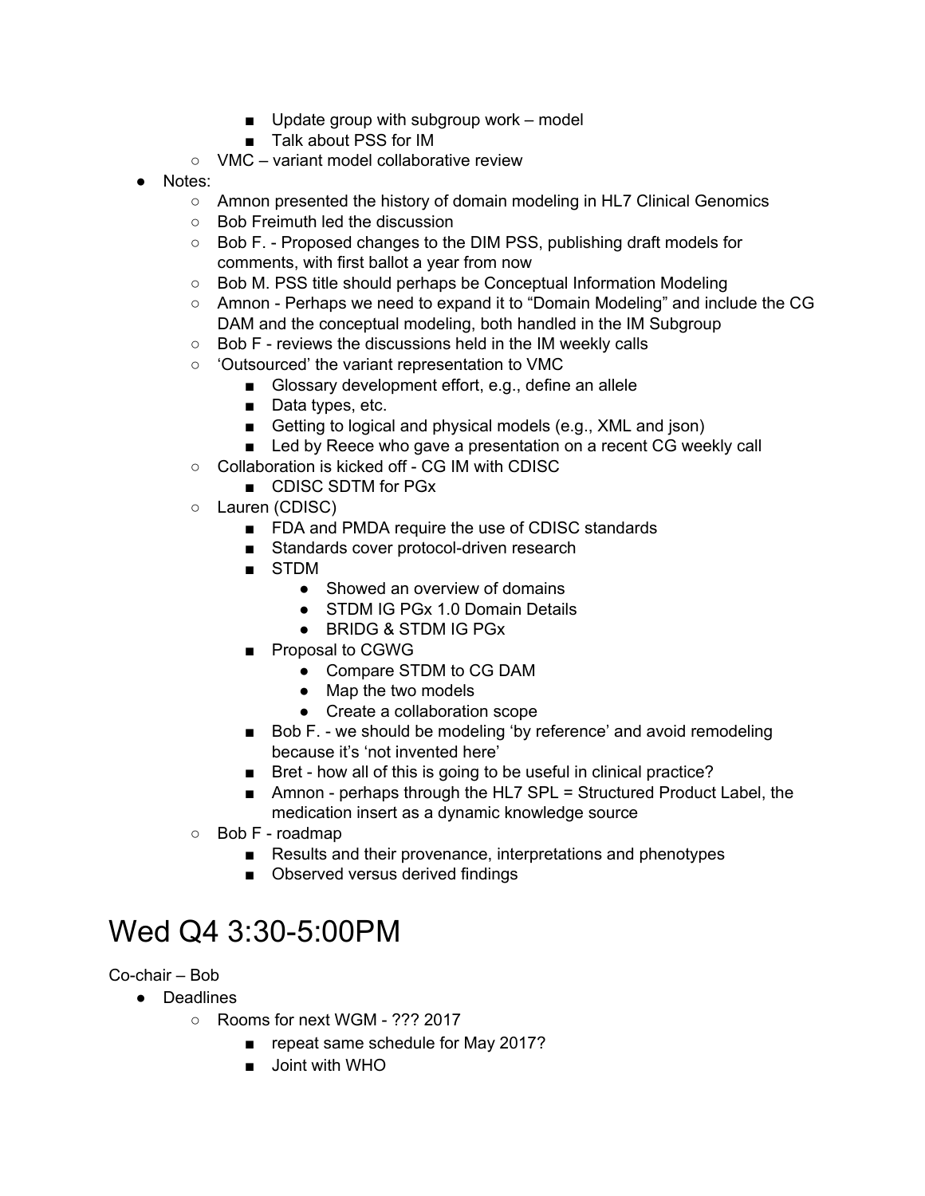- Update group with subgroup work – model
        - Talk about PSS for IM
    - VMC – variant model collaborative review
- Notes:
    - Amnon presented the history of domain modeling in HL7 Clinical Genomics
    - Bob Freimuth led the discussion
    - Bob F. - Proposed changes to the DIM PSS, publishing draft models for comments, with first ballot a year from now
    - Bob M. PSS title should perhaps be Conceptual Information Modeling
    - Amnon - Perhaps we need to expand it to “Domain Modeling” and include the CG DAM and the conceptual modeling, both handled in the IM Subgroup
    - Bob F - reviews the discussions held in the IM weekly calls
    - ‘Outsourced’ the variant representation to VMC
        - Glossary development effort, e.g., define an allele
        - Data types, etc.
        - Getting to logical and physical models (e.g., XML and json)
        - Led by Reece who gave a presentation on a recent CG weekly call
    - Collaboration is kicked off - CG IM with CDISC
        - CDISC SDTM for PGx
    - Lauren (CDISC)
        - FDA and PMDA require the use of CDISC standards
        - Standards cover protocol-driven research
        - STDM
            - Showed an overview of domains
            - STDM IG PGx 1.0 Domain Details
            - BRIDG & STDM IG PGx
        - Proposal to CGWG
            - Compare STDM to CG DAM
            - Map the two models
            - Create a collaboration scope
        - Bob F. - we should be modeling ‘by reference’ and avoid remodeling because it’s ‘not invented here’
        - Bret - how all of this is going to be useful in clinical practice?
        - Amnon - perhaps through the HL7 SPL = Structured Product Label, the medication insert as a dynamic knowledge source
    - Bob F - roadmap
        - Results and their provenance, interpretations and phenotypes
        - Observed versus derived findings

# Wed Q4 3:30-5:00PM

Co-chair – Bob

- Deadlines
    - Rooms for next WGM - ??? 2017
        - repeat same schedule for May 2017?
        - Joint with WHO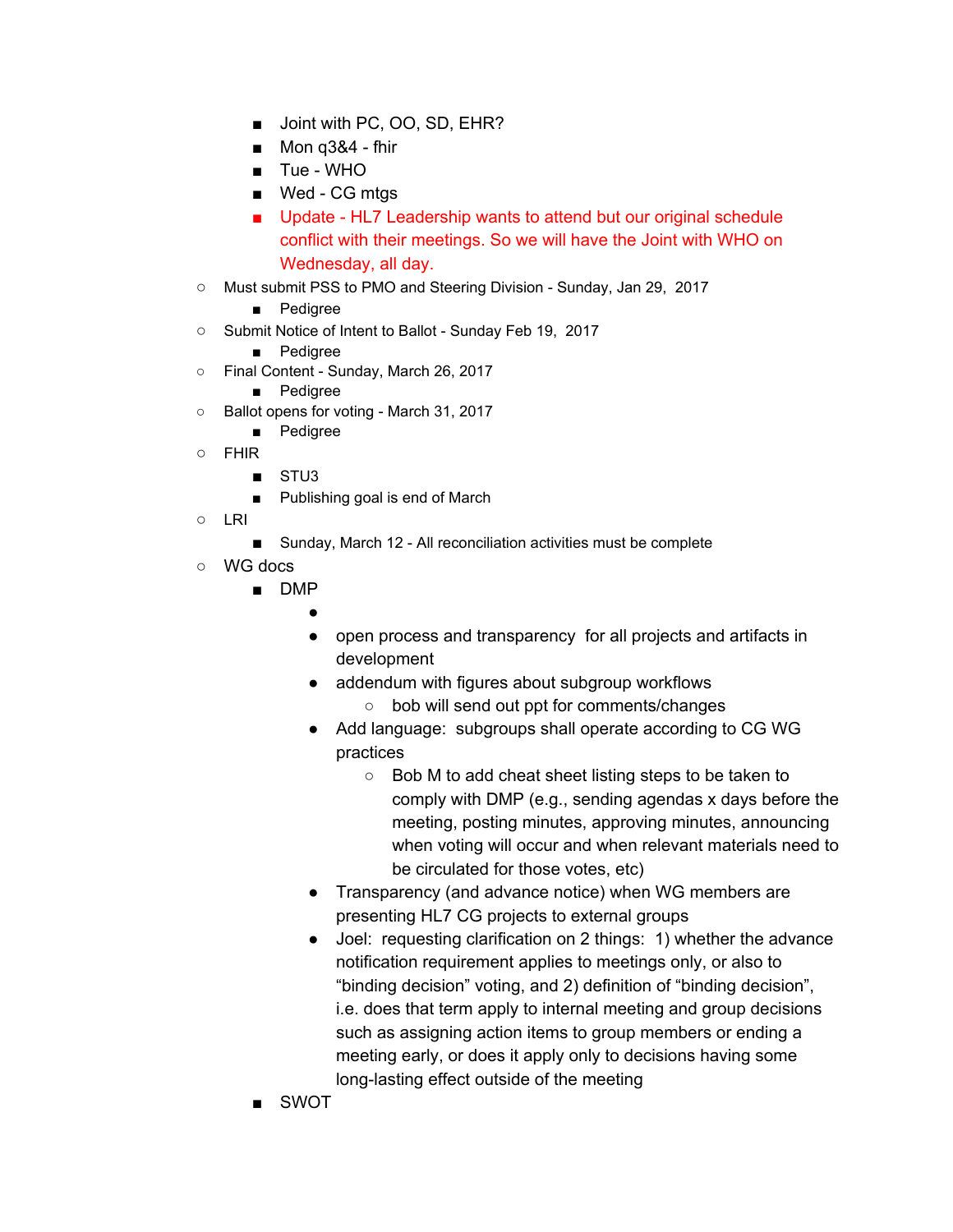- Joint with PC, OO, SD, EHR?
        - Mon q3&4 - fhir
        - Tue - WHO
        - Wed - CG mtgs
        - Update - HL7 Leadership wants to attend but our original schedule conflict with their meetings. So we will have the Joint with WHO on Wednesday, all day.
    - Must submit PSS to PMO and Steering Division - Sunday, Jan 29, 2017
        - Pedigree
    - Submit Notice of Intent to Ballot - Sunday Feb 19, 2017
        - Pedigree
    - Final Content - Sunday, March 26, 2017
        - Pedigree
    - Ballot opens for voting - March 31, 2017
        - Pedigree
    - FHIR
        - STU3
        - Publishing goal is end of March
    - LRI
        - Sunday, March 12 - All reconciliation activities must be complete
    - WG docs
        - DMP
            - 
            - open process and transparency for all projects and artifacts in development
            - addendum with figures about subgroup workflows
                - bob will send out ppt for comments/changes
            - Add language: subgroups shall operate according to CG WG practices
                - Bob M to add cheat sheet listing steps to be taken to comply with DMP (e.g., sending agendas x days before the meeting, posting minutes, approving minutes, announcing when voting will occur and when relevant materials need to be circulated for those votes, etc)
            - Transparency (and advance notice) when WG members are presenting HL7 CG projects to external groups
            - Joel: requesting clarification on 2 things: 1) whether the advance notification requirement applies to meetings only, or also to "binding decision" voting, and 2) definition of "binding decision", i.e. does that term apply to internal meeting and group decisions such as assigning action items to group members or ending a meeting early, or does it apply only to decisions having some long-lasting effect outside of the meeting
        - SWOT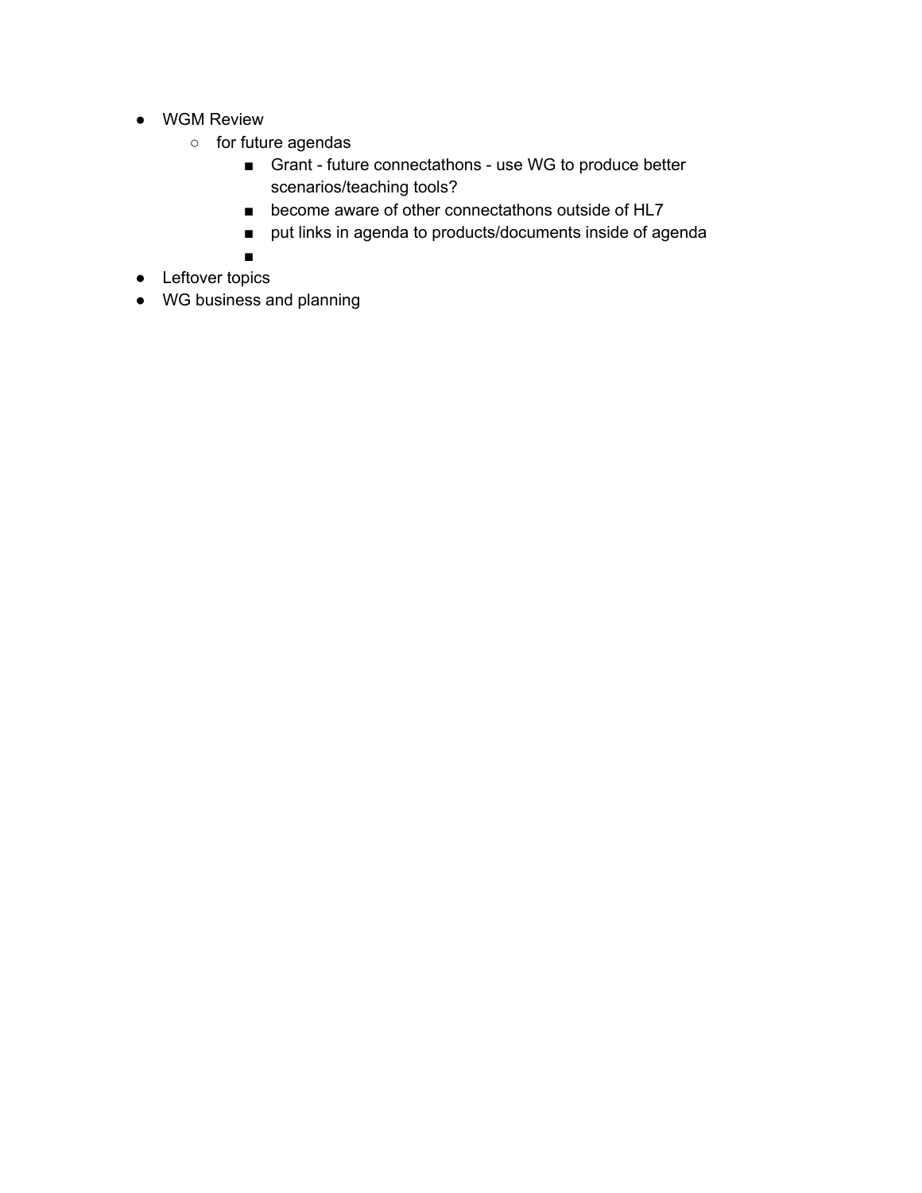- WGM Review
    - for future agendas
        - Grant - future connectathons - use WG to produce better scenarios/teaching tools?
        - become aware of other connectathons outside of HL7
        - put links in agenda to products/documents inside of agenda
        - 
- Leftover topics
- WG business and planning